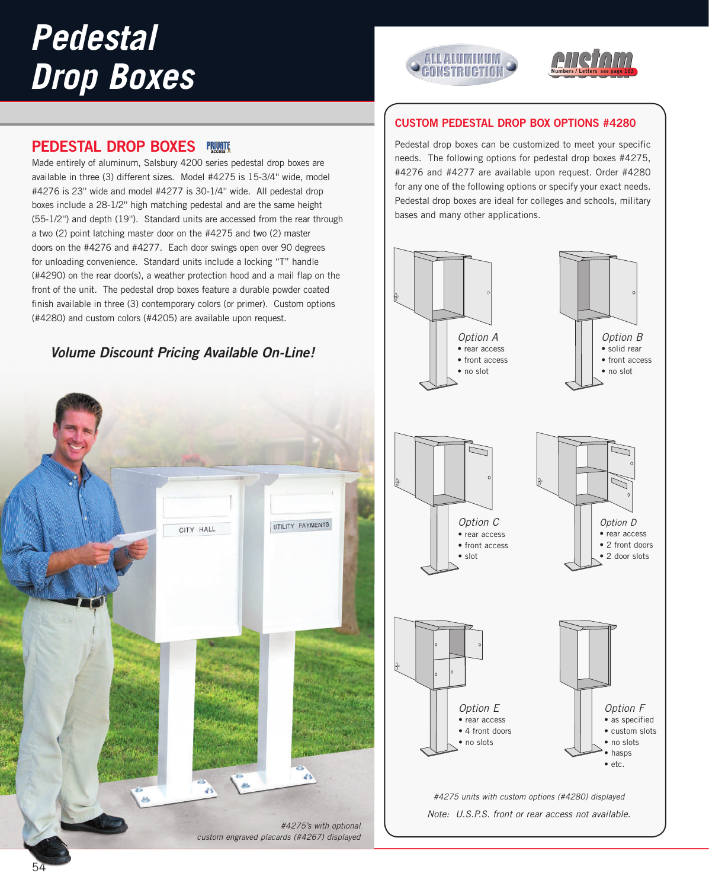# Pedestal Drop Boxes

## PEDESTAL DROP BOXES

Made entirely of aluminum, Salsbury 4200 series pedestal drop boxes are available in three (3) different sizes. Model #4275 is 15-3/4" wide, model #4276 is 23" wide and model #4277 is 30-1/4" wide. All pedestal drop boxes include a 28-1/2" high matching pedestal and are the same height (55-1/2") and depth (19"). Standard units are accessed from the rear through a two (2) point latching master door on the #4275 and two (2) master doors on the #4276 and #4277. Each door swings open over 90 degrees for unloading convenience. Standard units include a locking "T" handle (#4290) on the rear door(s), a weather protection hood and a mail flap on the front of the unit. The pedestal drop boxes feature a durable powder coated finish available in three (3) contemporary colors (or primer). Custom options (#4280) and custom colors (#4205) are available upon request.

***Volume Discount Pricing Available On-Line!***

CITY HALL

UTILITY PAYMENTS

*#4275's with optional custom engraved placards (#4267) displayed*

ALL ALUMINUM CONSTRUCTION

custom Numbers / Letters see page 103

## CUSTOM PEDESTAL DROP BOX OPTIONS #4280

Pedestal drop boxes can be customized to meet your specific needs. The following options for pedestal drop boxes #4275, #4276 and #4277 are available upon request. Order #4280 for any one of the following options or specify your exact needs. Pedestal drop boxes are ideal for colleges and schools, military bases and many other applications.

*Option A*
- rear access
- front access
- no slot

*Option B*
- solid rear
- front access
- no slot

*Option C*
- rear access
- front access
- slot

*Option D*
- rear access
- 2 front doors
- 2 door slots

*Option E*
- rear access
- 4 front doors
- no slots

*Option F*
- as specified
- custom slots
- no slots
- hasps
- etc.

*#4275 units with custom options (#4280) displayed*

*Note: U.S.P.S. front or rear access not available.*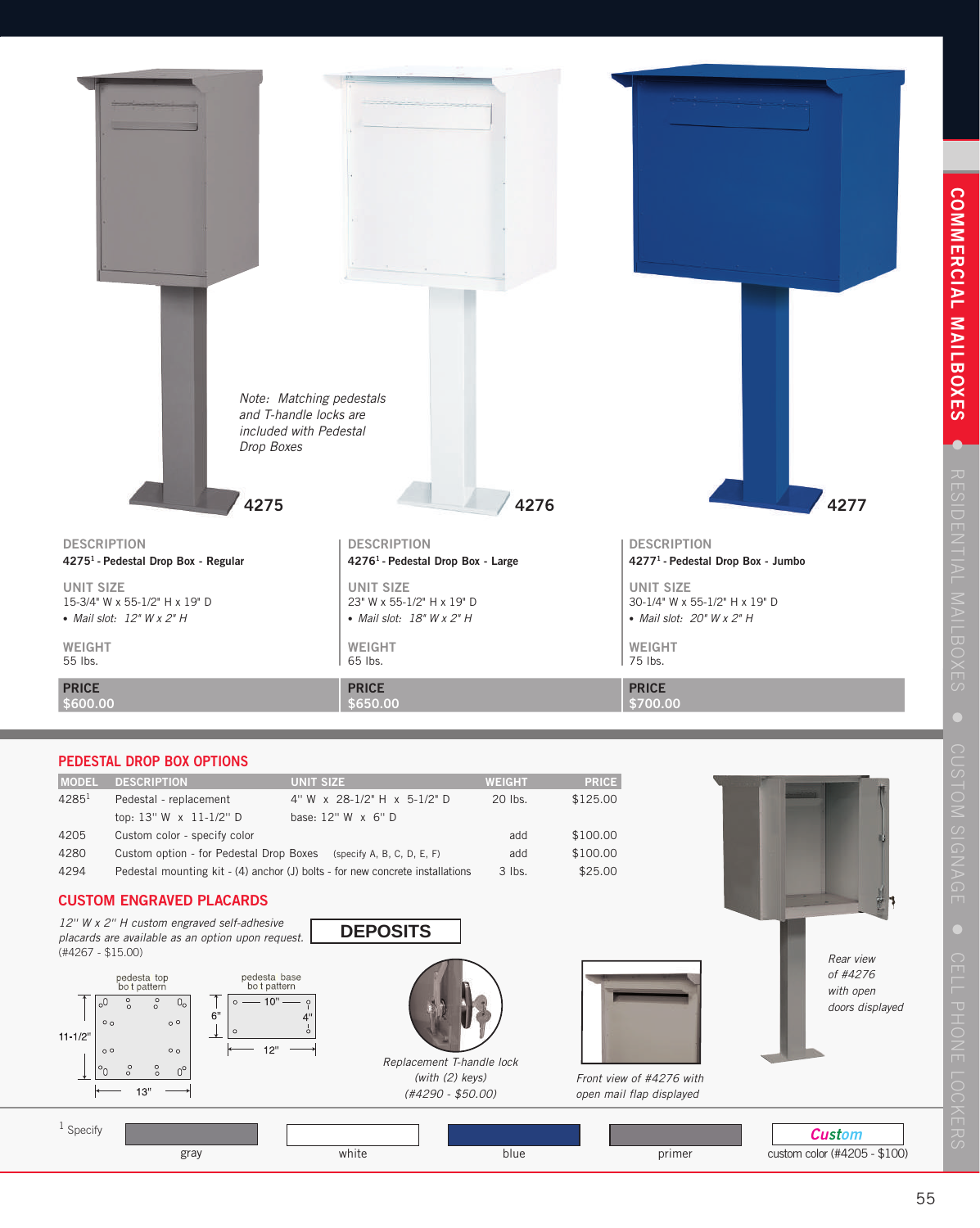*Note: Matching pedestals and T-handle locks are included with Pedestal Drop Boxes*

4275

4276

4277

**DESCRIPTION**
**4275[1] - Pedestal Drop Box - Regular**

**UNIT SIZE**
15-3/4" W x 55-1/2" H x 19" D
- *Mail slot: 12" W x 2" H*

**WEIGHT**
55 lbs.

**PRICE**
$600.00

**DESCRIPTION**
**4276[1] - Pedestal Drop Box - Large**

**UNIT SIZE**
23" W x 55-1/2" H x 19" D
- *Mail slot: 18" W x 2" H*

**WEIGHT**
65 lbs.

**PRICE**
$650.00

**DESCRIPTION**
**4277[1] - Pedestal Drop Box - Jumbo**

**UNIT SIZE**
30-1/4" W x 55-1/2" H x 19" D
- *Mail slot: 20" W x 2" H*

**WEIGHT**
75 lbs.

**PRICE**
$700.00

## PEDESTAL DROP BOX OPTIONS

| MODEL | DESCRIPTION | UNIT SIZE | WEIGHT | PRICE |
|---|---|---|---|---|
| 4285[1] | Pedestal - replacement<br>top: 13" W x 11-1/2" D | 4" W x 28-1/2" H x 5-1/2" D<br>base: 12" W x 6" D | 20 lbs. | $125.00 |
| 4205 | Custom color - specify color | | add | $100.00 |
| 4280 | Custom option - for Pedestal Drop Boxes (specify A, B, C, D, E, F) | | add | $100.00 |
| 4294 | Pedestal mounting kit - (4) anchor (J) bolts - for new concrete installations | | 3 lbs. | $25.00 |

## CUSTOM ENGRAVED PLACARDS

*12" W x 2" H custom engraved self-adhesive placards are available as an option upon request.*
(#4267 - $15.00)

**DEPOSITS**

pedestal top bolt pattern
11-1/2"
13"

pedestal base bolt pattern
6"
10"
4"
12"

*Replacement T-handle lock (with (2) keys) (#4290 - $50.00)*

*Front view of #4276 with open mail flap displayed*

*Rear view of #4276 with open doors displayed*

[1] Specify: gray, white, blue, primer, **Custom** custom color (#4205 - $100)

COMMERCIAL MAILBOXES • RESIDENTIAL MAILBOXES • CUSTOM SIGNAGE • CELL PHONE LOCKERS